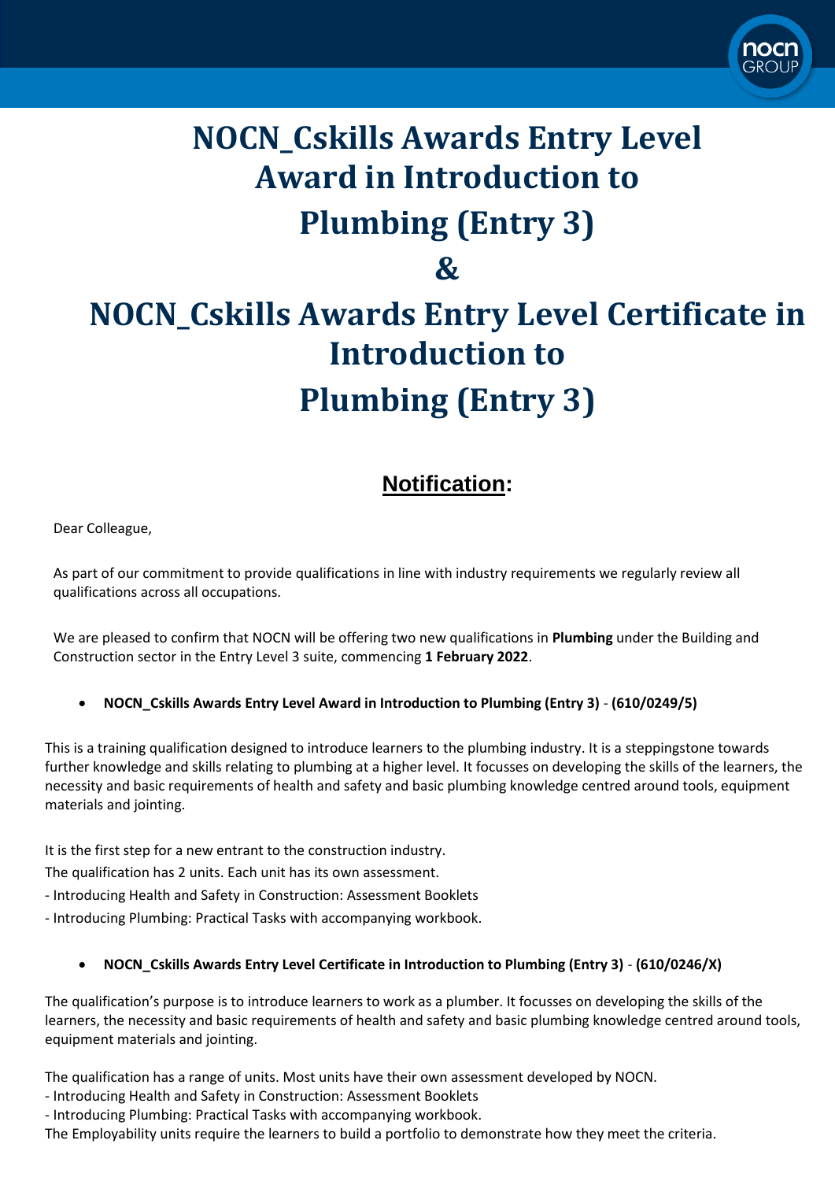# NOCN_Cskills Awards Entry Level Award in Introduction to Plumbing (Entry 3)

# &

# NOCN_Cskills Awards Entry Level Certificate in Introduction to Plumbing (Entry 3)

## **Notification:**

Dear Colleague,

As part of our commitment to provide qualifications in line with industry requirements we regularly review all qualifications across all occupations.

We are pleased to confirm that NOCN will be offering two new qualifications in **Plumbing** under the Building and Construction sector in the Entry Level 3 suite, commencing **1 February 2022**.

- **NOCN_Cskills Awards Entry Level Award in Introduction to Plumbing (Entry 3) - (610/0249/5)**

This is a training qualification designed to introduce learners to the plumbing industry. It is a steppingstone towards further knowledge and skills relating to plumbing at a higher level. It focusses on developing the skills of the learners, the necessity and basic requirements of health and safety and basic plumbing knowledge centred around tools, equipment materials and jointing.

It is the first step for a new entrant to the construction industry.
The qualification has 2 units. Each unit has its own assessment.
- Introducing Health and Safety in Construction: Assessment Booklets
- Introducing Plumbing: Practical Tasks with accompanying workbook.

- **NOCN_Cskills Awards Entry Level Certificate in Introduction to Plumbing (Entry 3) - (610/0246/X)**

The qualification's purpose is to introduce learners to work as a plumber. It focusses on developing the skills of the learners, the necessity and basic requirements of health and safety and basic plumbing knowledge centred around tools, equipment materials and jointing.

The qualification has a range of units. Most units have their own assessment developed by NOCN.
- Introducing Health and Safety in Construction: Assessment Booklets
- Introducing Plumbing: Practical Tasks with accompanying workbook.
The Employability units require the learners to build a portfolio to demonstrate how they meet the criteria.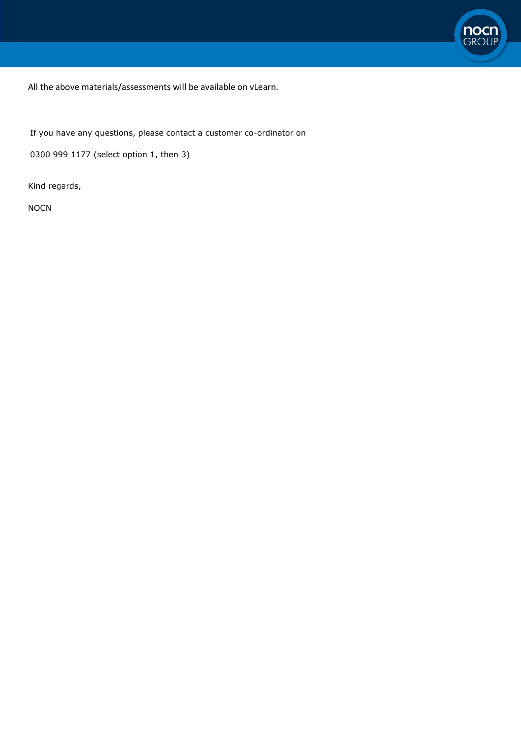All the above materials/assessments will be available on vLearn.

If you have any questions, please contact a customer co-ordinator on

0300 999 1177 (select option 1, then 3)

Kind regards,

NOCN